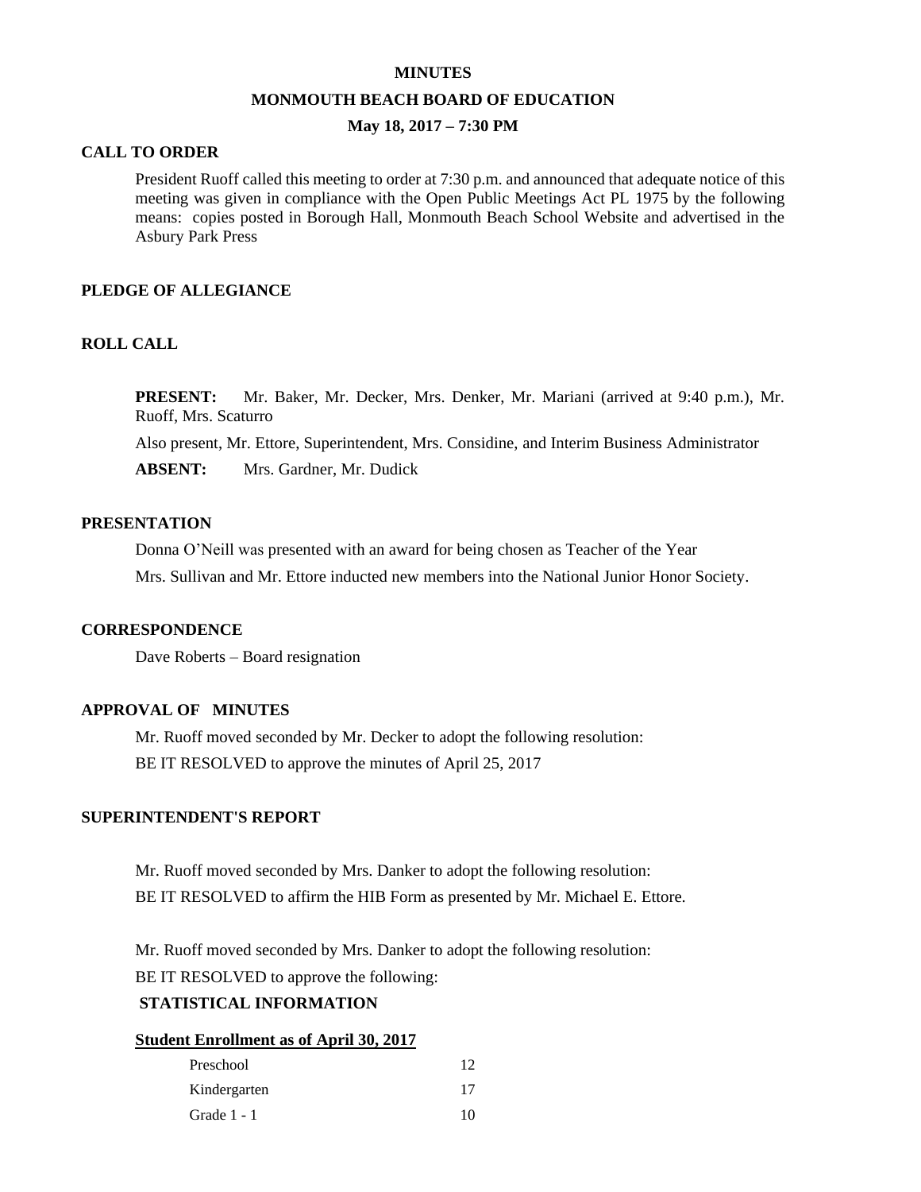# MINUTES

## MONMOUTH BEACH BOARD OF EDUCATION

### May 18, 2017 – 7:30 PM

**CALL TO ORDER**

President Ruoff called this meeting to order at 7:30 p.m. and announced that adequate notice of this meeting was given in compliance with the Open Public Meetings Act PL 1975 by the following means: copies posted in Borough Hall, Monmouth Beach School Website and advertised in the Asbury Park Press

**PLEDGE OF ALLEGIANCE**

**ROLL CALL**

**PRESENT:** Mr. Baker, Mr. Decker, Mrs. Denker, Mr. Mariani (arrived at 9:40 p.m.), Mr. Ruoff, Mrs. Scaturro

Also present, Mr. Ettore, Superintendent, Mrs. Considine, and Interim Business Administrator

**ABSENT:** Mrs. Gardner, Mr. Dudick

**PRESENTATION**

Donna O'Neill was presented with an award for being chosen as Teacher of the Year

Mrs. Sullivan and Mr. Ettore inducted new members into the National Junior Honor Society.

**CORRESPONDENCE**

Dave Roberts – Board resignation

**APPROVAL OF MINUTES**

Mr. Ruoff moved seconded by Mr. Decker to adopt the following resolution:

BE IT RESOLVED to approve the minutes of April 25, 2017

**SUPERINTENDENT'S REPORT**

Mr. Ruoff moved seconded by Mrs. Danker to adopt the following resolution:

BE IT RESOLVED to affirm the HIB Form as presented by Mr. Michael E. Ettore.

Mr. Ruoff moved seconded by Mrs. Danker to adopt the following resolution:

BE IT RESOLVED to approve the following:

**STATISTICAL INFORMATION**

**Student Enrollment as of April 30, 2017**

| | |
|---|---|
| Preschool | 12 |
| Kindergarten | 17 |
| Grade 1 - 1 | 10 |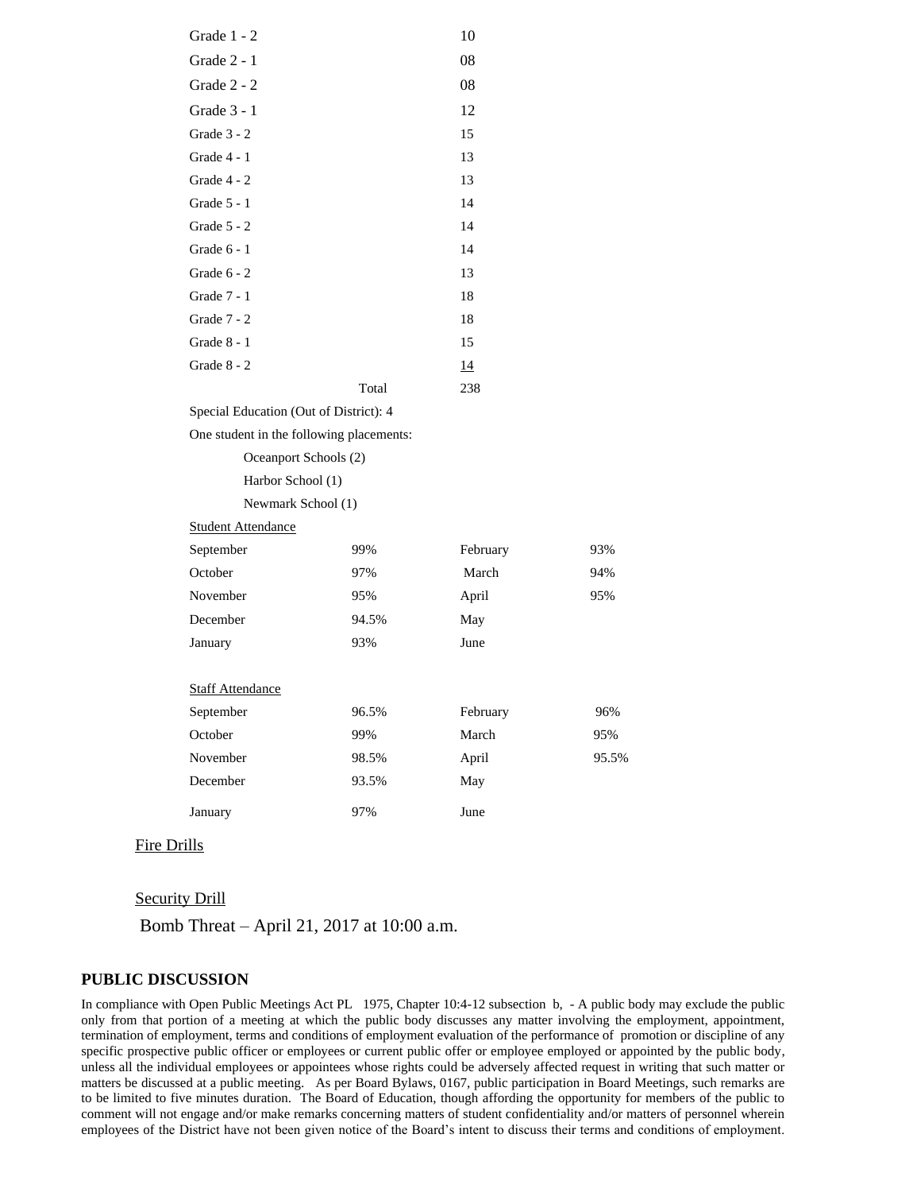| | |
|---|---|
| Grade 1 - 2 | 10 |
| Grade 2 - 1 | 08 |
| Grade 2 - 2 | 08 |
| Grade 3 - 1 | 12 |
| Grade 3 - 2 | 15 |
| Grade 4 - 1 | 13 |
| Grade 4 - 2 | 13 |
| Grade 5 - 1 | 14 |
| Grade 5 - 2 | 14 |
| Grade 6 - 1 | 14 |
| Grade 6 - 2 | 13 |
| Grade 7 - 1 | 18 |
| Grade 7 - 2 | 18 |
| Grade 8 - 1 | 15 |
| Grade 8 - 2 | 14 |
| Total | 238 |

Special Education (Out of District): 4

One student in the following placements:

Oceanport Schools (2)

Harbor School (1)

Newmark School (1)

Student Attendance

| | | | |
|---|---|---|---|
| September | 99% | February | 93% |
| October | 97% | March | 94% |
| November | 95% | April | 95% |
| December | 94.5% | May | |
| January | 93% | June | |

Staff Attendance

| | | | |
|---|---|---|---|
| September | 96.5% | February | 96% |
| October | 99% | March | 95% |
| November | 98.5% | April | 95.5% |
| December | 93.5% | May | |
| January | 97% | June | |

Fire Drills

Security Drill

Bomb Threat – April 21, 2017 at 10:00 a.m.

## PUBLIC DISCUSSION

In compliance with Open Public Meetings Act PL 1975, Chapter 10:4-12 subsection b, - A public body may exclude the public only from that portion of a meeting at which the public body discusses any matter involving the employment, appointment, termination of employment, terms and conditions of employment evaluation of the performance of promotion or discipline of any specific prospective public officer or employees or current public offer or employee employed or appointed by the public body, unless all the individual employees or appointees whose rights could be adversely affected request in writing that such matter or matters be discussed at a public meeting. As per Board Bylaws, 0167, public participation in Board Meetings, such remarks are to be limited to five minutes duration. The Board of Education, though affording the opportunity for members of the public to comment will not engage and/or make remarks concerning matters of student confidentiality and/or matters of personnel wherein employees of the District have not been given notice of the Board's intent to discuss their terms and conditions of employment.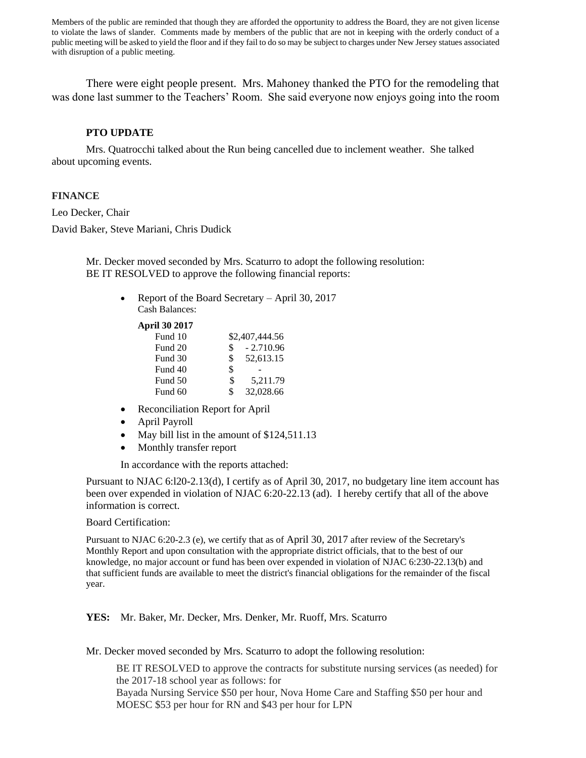Members of the public are reminded that though they are afforded the opportunity to address the Board, they are not given license to violate the laws of slander. Comments made by members of the public that are not in keeping with the orderly conduct of a public meeting will be asked to yield the floor and if they fail to do so may be subject to charges under New Jersey statues associated with disruption of a public meeting.

There were eight people present. Mrs. Mahoney thanked the PTO for the remodeling that was done last summer to the Teachers' Room. She said everyone now enjoys going into the room

**PTO UPDATE**

Mrs. Quatrocchi talked about the Run being cancelled due to inclement weather. She talked about upcoming events.

**FINANCE**

Leo Decker, Chair

David Baker, Steve Mariani, Chris Dudick

Mr. Decker moved seconded by Mrs. Scaturro to adopt the following resolution:
BE IT RESOLVED to approve the following financial reports:

- Report of the Board Secretary – April 30, 2017
  Cash Balances:

| April 30 2017 | |
|---|---|
| Fund 10 | $2,407,444.56 |
| Fund 20 | $ - 2.710.96 |
| Fund 30 | $ 52,613.15 |
| Fund 40 | $ - |
| Fund 50 | $ 5,211.79 |
| Fund 60 | $ 32,028.66 |

- Reconciliation Report for April
- April Payroll
- May bill list in the amount of $124,511.13
- Monthly transfer report

In accordance with the reports attached:

Pursuant to NJAC 6:l20-2.13(d), I certify as of April 30, 2017, no budgetary line item account has been over expended in violation of NJAC 6:20-22.13 (ad). I hereby certify that all of the above information is correct.

Board Certification:

Pursuant to NJAC 6:20-2.3 (e), we certify that as of April 30, 2017 after review of the Secretary's Monthly Report and upon consultation with the appropriate district officials, that to the best of our knowledge, no major account or fund has been over expended in violation of NJAC 6:230-22.13(b) and that sufficient funds are available to meet the district's financial obligations for the remainder of the fiscal year.

**YES:** Mr. Baker, Mr. Decker, Mrs. Denker, Mr. Ruoff, Mrs. Scaturro

Mr. Decker moved seconded by Mrs. Scaturro to adopt the following resolution:

BE IT RESOLVED to approve the contracts for substitute nursing services (as needed) for the 2017-18 school year as follows: for
Bayada Nursing Service $50 per hour, Nova Home Care and Staffing $50 per hour and MOESC $53 per hour for RN and $43 per hour for LPN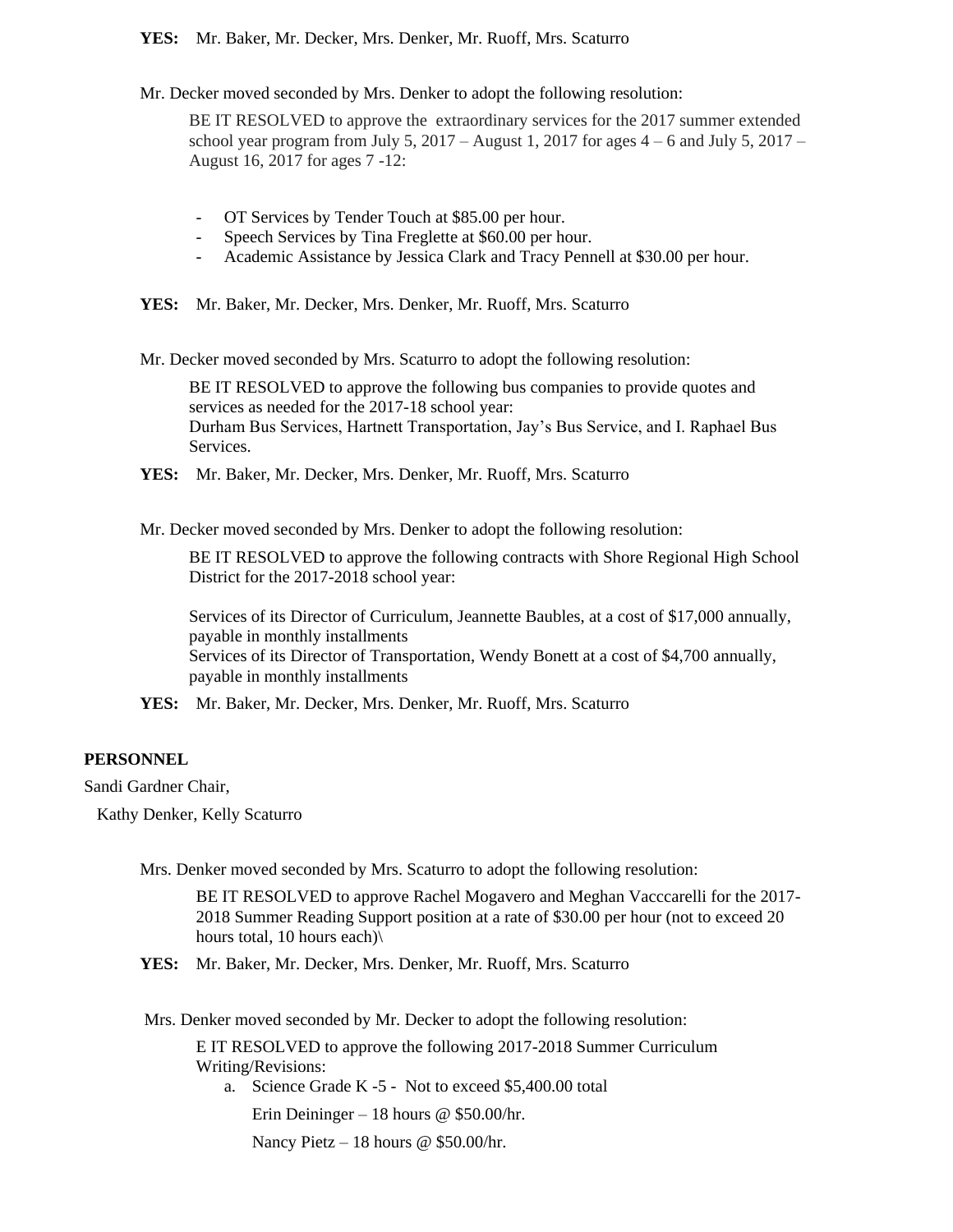**YES:** Mr. Baker, Mr. Decker, Mrs. Denker, Mr. Ruoff, Mrs. Scaturro

Mr. Decker moved seconded by Mrs. Denker to adopt the following resolution:

BE IT RESOLVED to approve the extraordinary services for the 2017 summer extended school year program from July 5, 2017 – August 1, 2017 for ages 4 – 6 and July 5, 2017 – August 16, 2017 for ages 7 -12:

- OT Services by Tender Touch at $85.00 per hour.
- Speech Services by Tina Freglette at $60.00 per hour.
- Academic Assistance by Jessica Clark and Tracy Pennell at $30.00 per hour.

**YES:** Mr. Baker, Mr. Decker, Mrs. Denker, Mr. Ruoff, Mrs. Scaturro

Mr. Decker moved seconded by Mrs. Scaturro to adopt the following resolution:

BE IT RESOLVED to approve the following bus companies to provide quotes and services as needed for the 2017-18 school year:
Durham Bus Services, Hartnett Transportation, Jay's Bus Service, and I. Raphael Bus Services.

**YES:** Mr. Baker, Mr. Decker, Mrs. Denker, Mr. Ruoff, Mrs. Scaturro

Mr. Decker moved seconded by Mrs. Denker to adopt the following resolution:

BE IT RESOLVED to approve the following contracts with Shore Regional High School District for the 2017-2018 school year:

Services of its Director of Curriculum, Jeannette Baubles, at a cost of $17,000 annually, payable in monthly installments
Services of its Director of Transportation, Wendy Bonett at a cost of $4,700 annually, payable in monthly installments

**YES:** Mr. Baker, Mr. Decker, Mrs. Denker, Mr. Ruoff, Mrs. Scaturro

**PERSONNEL**

Sandi Gardner Chair,

Kathy Denker, Kelly Scaturro

Mrs. Denker moved seconded by Mrs. Scaturro to adopt the following resolution:

BE IT RESOLVED to approve Rachel Mogavero and Meghan Vacccarelli for the 2017-2018 Summer Reading Support position at a rate of $30.00 per hour (not to exceed 20 hours total, 10 hours each)\

**YES:** Mr. Baker, Mr. Decker, Mrs. Denker, Mr. Ruoff, Mrs. Scaturro

Mrs. Denker moved seconded by Mr. Decker to adopt the following resolution:

E IT RESOLVED to approve the following 2017-2018 Summer Curriculum Writing/Revisions:

a. Science Grade K -5 - Not to exceed $5,400.00 total

   Erin Deininger – 18 hours @ $50.00/hr.

   Nancy Pietz – 18 hours @ $50.00/hr.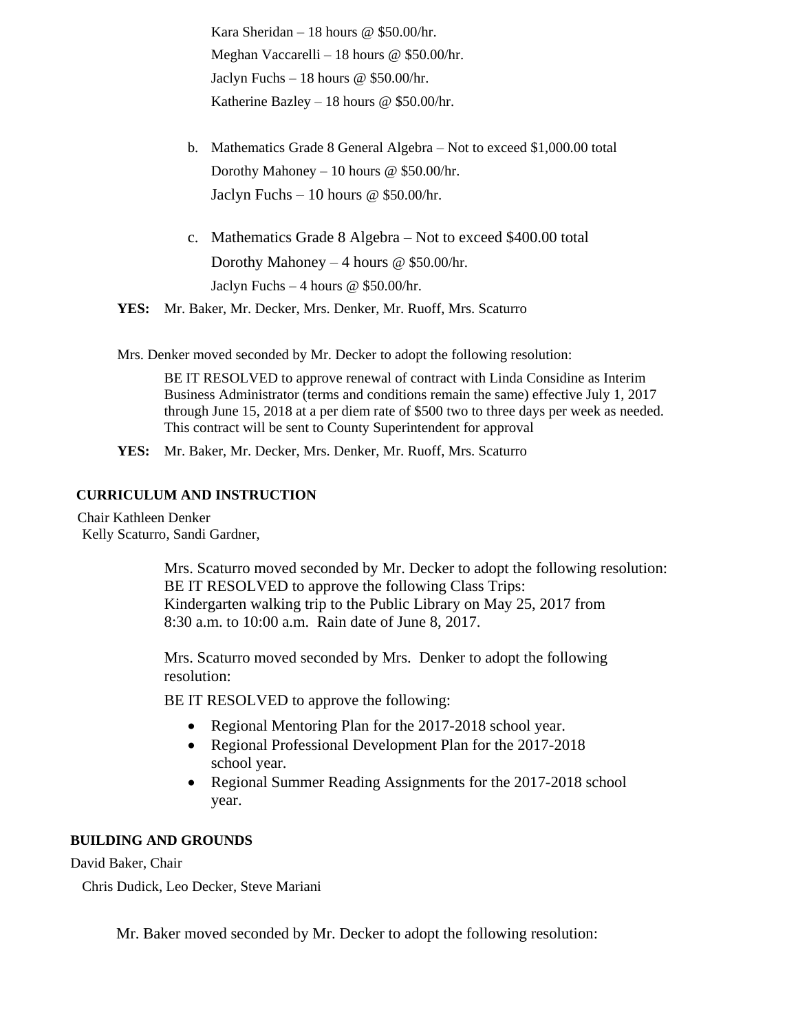Kara Sheridan – 18 hours @ $50.00/hr.
Meghan Vaccarelli – 18 hours @ $50.00/hr.
Jaclyn Fuchs – 18 hours @ $50.00/hr.
Katherine Bazley – 18 hours @ $50.00/hr.

b. Mathematics Grade 8 General Algebra – Not to exceed $1,000.00 total
Dorothy Mahoney – 10 hours @ $50.00/hr.
Jaclyn Fuchs – 10 hours @ $50.00/hr.

c. Mathematics Grade 8 Algebra – Not to exceed $400.00 total
Dorothy Mahoney – 4 hours @ $50.00/hr.
Jaclyn Fuchs – 4 hours @ $50.00/hr.

**YES:** Mr. Baker, Mr. Decker, Mrs. Denker, Mr. Ruoff, Mrs. Scaturro

Mrs. Denker moved seconded by Mr. Decker to adopt the following resolution:

BE IT RESOLVED to approve renewal of contract with Linda Considine as Interim Business Administrator (terms and conditions remain the same) effective July 1, 2017 through June 15, 2018 at a per diem rate of $500 two to three days per week as needed. This contract will be sent to County Superintendent for approval

**YES:** Mr. Baker, Mr. Decker, Mrs. Denker, Mr. Ruoff, Mrs. Scaturro

**CURRICULUM AND INSTRUCTION**

Chair Kathleen Denker
Kelly Scaturro, Sandi Gardner,

Mrs. Scaturro moved seconded by Mr. Decker to adopt the following resolution:
BE IT RESOLVED to approve the following Class Trips:
Kindergarten walking trip to the Public Library on May 25, 2017 from 8:30 a.m. to 10:00 a.m. Rain date of June 8, 2017.

Mrs. Scaturro moved seconded by Mrs. Denker to adopt the following resolution:

BE IT RESOLVED to approve the following:

- Regional Mentoring Plan for the 2017-2018 school year.
- Regional Professional Development Plan for the 2017-2018 school year.
- Regional Summer Reading Assignments for the 2017-2018 school year.

**BUILDING AND GROUNDS**

David Baker, Chair
Chris Dudick, Leo Decker, Steve Mariani

Mr. Baker moved seconded by Mr. Decker to adopt the following resolution: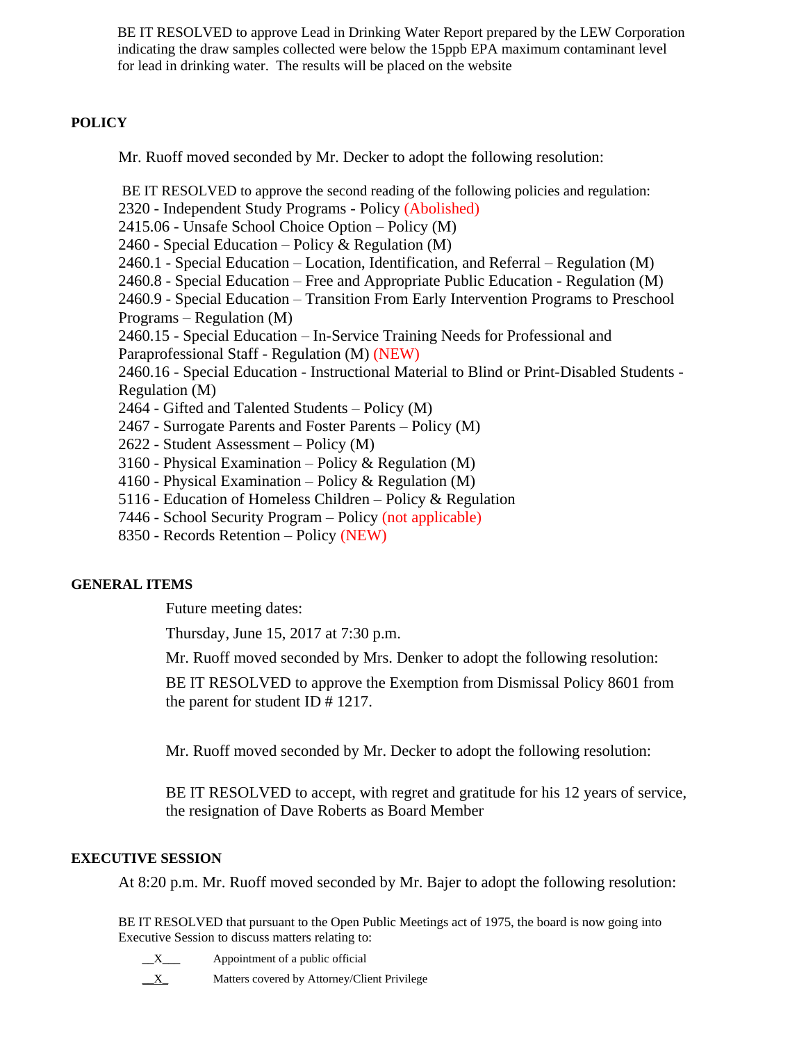BE IT RESOLVED to approve Lead in Drinking Water Report prepared by the LEW Corporation indicating the draw samples collected were below the 15ppb EPA maximum contaminant level for lead in drinking water. The results will be placed on the website

**POLICY**

Mr. Ruoff moved seconded by Mr. Decker to adopt the following resolution:

BE IT RESOLVED to approve the second reading of the following policies and regulation:
2320 - Independent Study Programs - Policy (Abolished)
2415.06 - Unsafe School Choice Option – Policy (M)
2460 - Special Education – Policy & Regulation (M)
2460.1 - Special Education – Location, Identification, and Referral – Regulation (M)
2460.8 - Special Education – Free and Appropriate Public Education - Regulation (M)
2460.9 - Special Education – Transition From Early Intervention Programs to Preschool Programs – Regulation (M)
2460.15 - Special Education – In-Service Training Needs for Professional and Paraprofessional Staff - Regulation (M) (NEW)
2460.16 - Special Education - Instructional Material to Blind or Print-Disabled Students - Regulation (M)
2464 - Gifted and Talented Students – Policy (M)
2467 - Surrogate Parents and Foster Parents – Policy (M)
2622 - Student Assessment – Policy (M)
3160 - Physical Examination – Policy & Regulation (M)
4160 - Physical Examination – Policy & Regulation (M)
5116 - Education of Homeless Children – Policy & Regulation
7446 - School Security Program – Policy (not applicable)
8350 - Records Retention – Policy (NEW)

**GENERAL ITEMS**

Future meeting dates:

Thursday, June 15, 2017 at 7:30 p.m.

Mr. Ruoff moved seconded by Mrs. Denker to adopt the following resolution:

BE IT RESOLVED to approve the Exemption from Dismissal Policy 8601 from the parent for student ID # 1217.

Mr. Ruoff moved seconded by Mr. Decker to adopt the following resolution:

BE IT RESOLVED to accept, with regret and gratitude for his 12 years of service, the resignation of Dave Roberts as Board Member

**EXECUTIVE SESSION**

At 8:20 p.m. Mr. Ruoff moved seconded by Mr. Bajer to adopt the following resolution:

BE IT RESOLVED that pursuant to the Open Public Meetings act of 1975, the board is now going into Executive Session to discuss matters relating to:

__X___ Appointment of a public official

__X_ Matters covered by Attorney/Client Privilege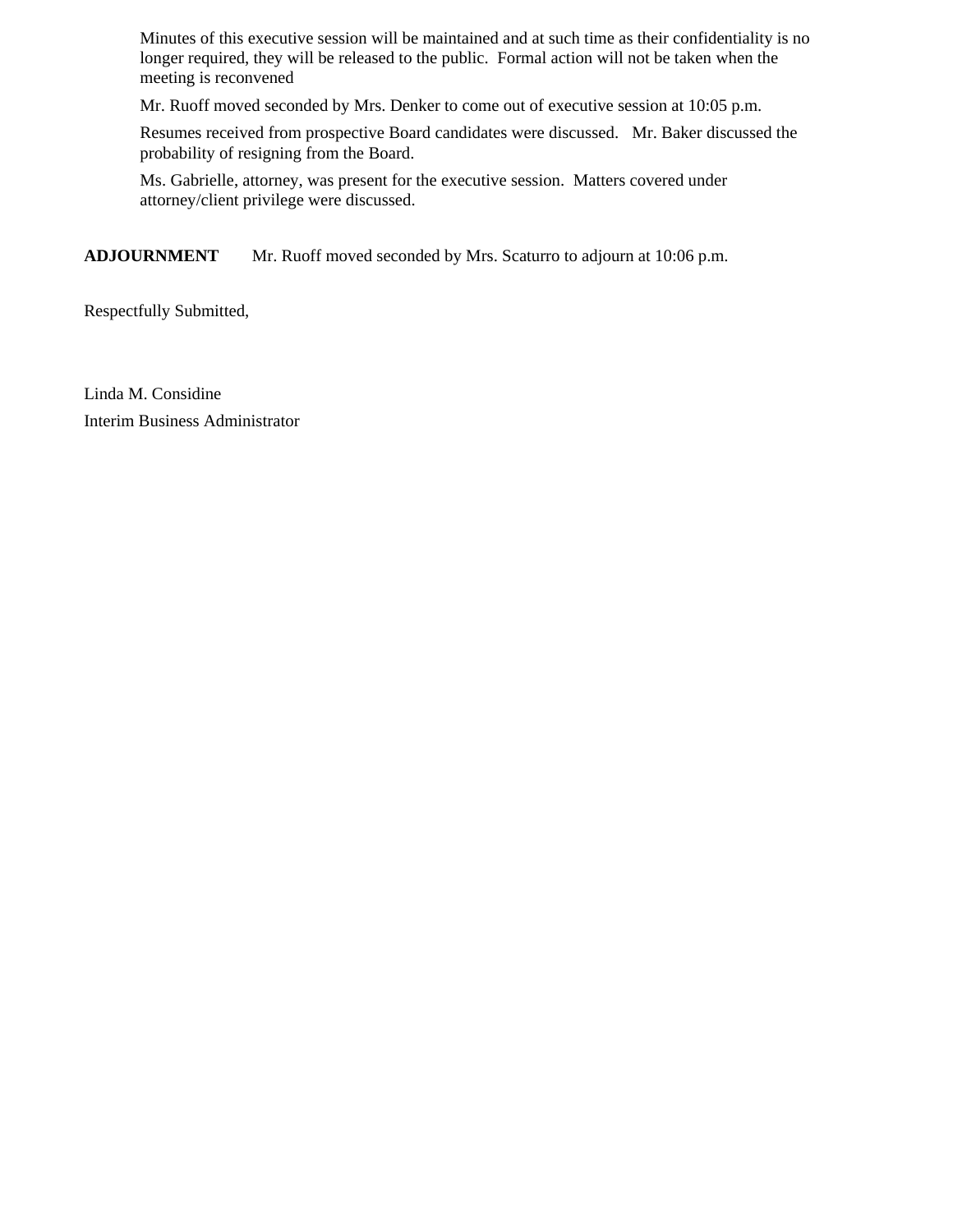Minutes of this executive session will be maintained and at such time as their confidentiality is no longer required, they will be released to the public. Formal action will not be taken when the meeting is reconvened

Mr. Ruoff moved seconded by Mrs. Denker to come out of executive session at 10:05 p.m.

Resumes received from prospective Board candidates were discussed. Mr. Baker discussed the probability of resigning from the Board.

Ms. Gabrielle, attorney, was present for the executive session. Matters covered under attorney/client privilege were discussed.

**ADJOURNMENT** Mr. Ruoff moved seconded by Mrs. Scaturro to adjourn at 10:06 p.m.

Respectfully Submitted,

Linda M. Considine
Interim Business Administrator